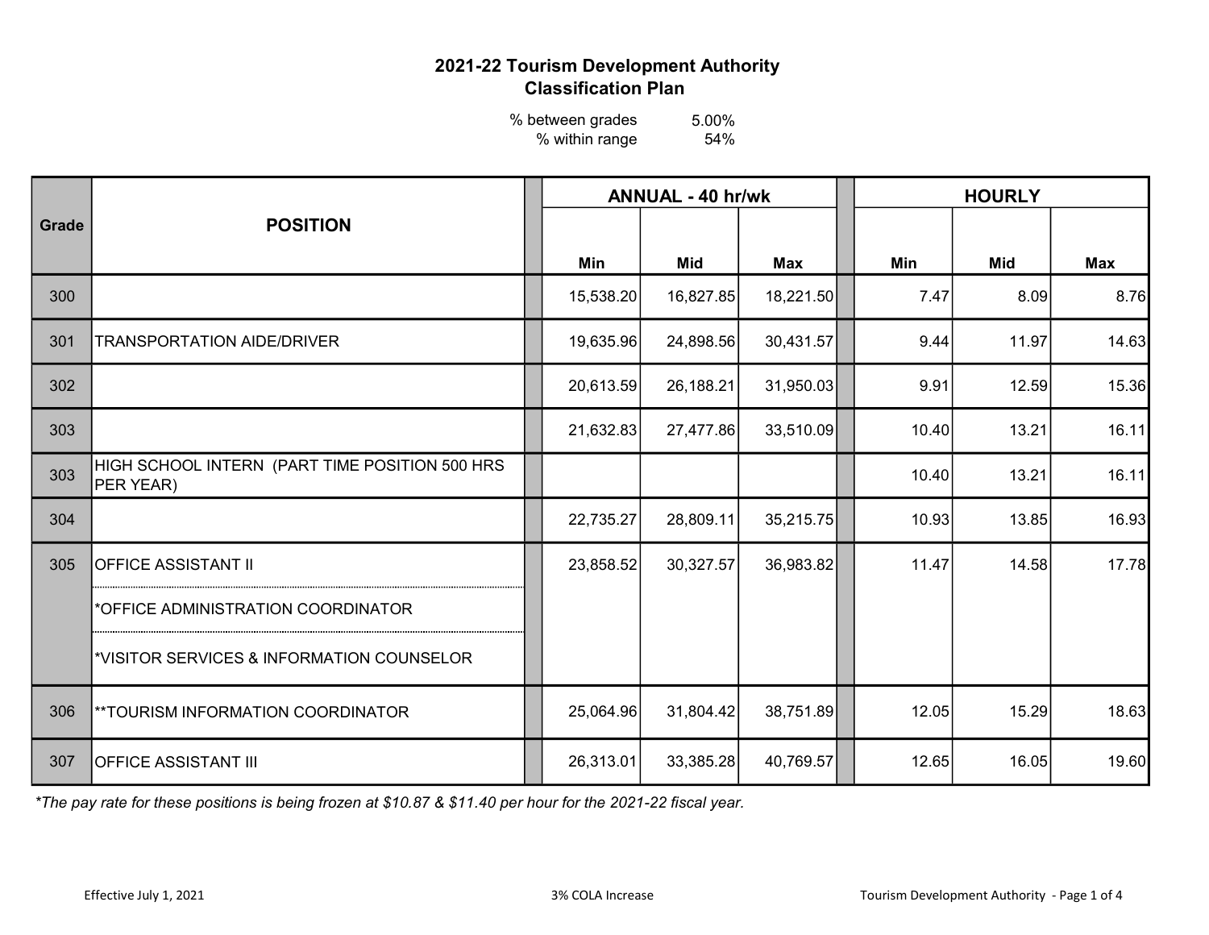## 2021-22 Tourism Development Authority
## Classification Plan

| | |
|---|---|
| % between grades | 5.00% |
| % within range | 54% |

| Grade | POSITION | ANNUAL - 40 hr/wk | | | HOURLY | | |
|---|---|---|---|---|---|---|---|
| | | Min | Mid | Max | Min | Mid | Max |
| 300 | | 15,538.20 | 16,827.85 | 18,221.50 | 7.47 | 8.09 | 8.76 |
| 301 | TRANSPORTATION AIDE/DRIVER | 19,635.96 | 24,898.56 | 30,431.57 | 9.44 | 11.97 | 14.63 |
| 302 | | 20,613.59 | 26,188.21 | 31,950.03 | 9.91 | 12.59 | 15.36 |
| 303 | | 21,632.83 | 27,477.86 | 33,510.09 | 10.40 | 13.21 | 16.11 |
| 303 | HIGH SCHOOL INTERN (PART TIME POSITION 500 HRS PER YEAR) | | | | 10.40 | 13.21 | 16.11 |
| 304 | | 22,735.27 | 28,809.11 | 35,215.75 | 10.93 | 13.85 | 16.93 |
| 305 | OFFICE ASSISTANT II | 23,858.52 | 30,327.57 | 36,983.82 | 11.47 | 14.58 | 17.78 |
| | *OFFICE ADMINISTRATION COORDINATOR | | | | | | |
| | *VISITOR SERVICES & INFORMATION COUNSELOR | | | | | | |
| 306 | **TOURISM INFORMATION COORDINATOR | 25,064.96 | 31,804.42 | 38,751.89 | 12.05 | 15.29 | 18.63 |
| 307 | OFFICE ASSISTANT III | 26,313.01 | 33,385.28 | 40,769.57 | 12.65 | 16.05 | 19.60 |

*\*The pay rate for these positions is being frozen at $10.87 & $11.40 per hour for the 2021-22 fiscal year.*

Effective July 1, 2021

3% COLA Increase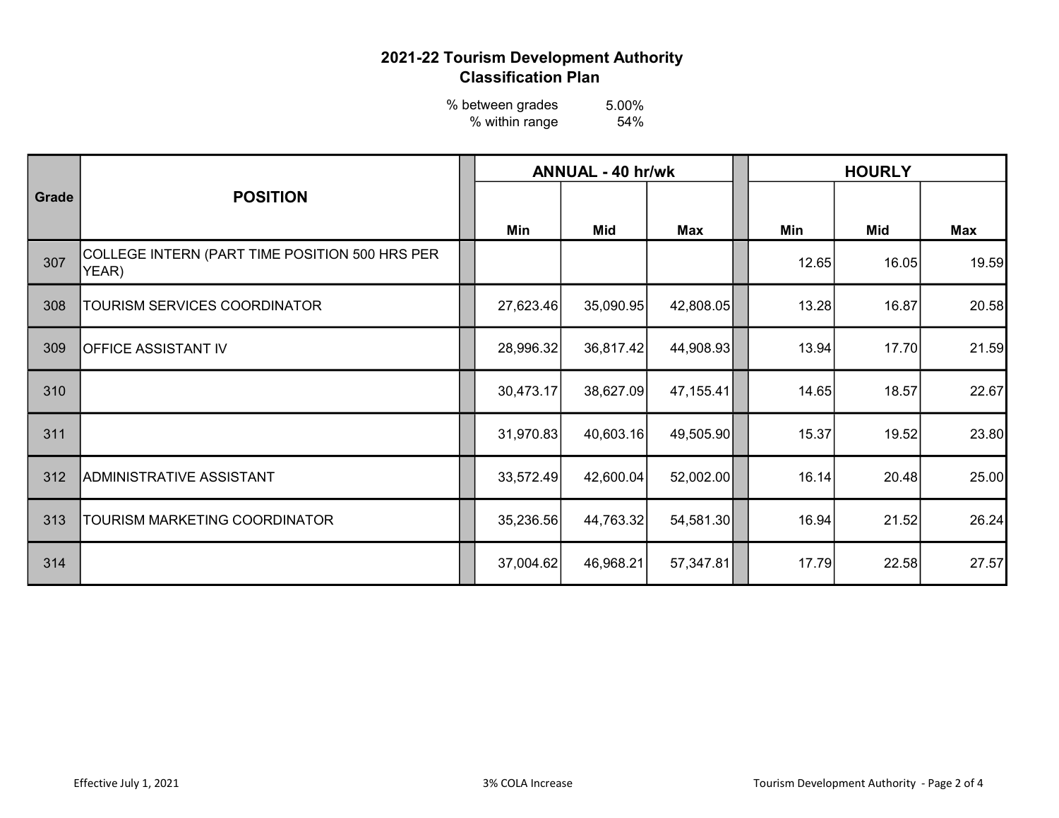# 2021-22 Tourism Development Authority
## Classification Plan

% between grades 5.00%
% within range 54%

| Grade | POSITION | ANNUAL - 40 hr/wk | | | HOURLY | | |
|---|---|---|---|---|---|---|---|
| | | Min | Mid | Max | Min | Mid | Max |
| 307 | COLLEGE INTERN (PART TIME POSITION 500 HRS PER YEAR) | | | | 12.65 | 16.05 | 19.59 |
| 308 | TOURISM SERVICES COORDINATOR | 27,623.46 | 35,090.95 | 42,808.05 | 13.28 | 16.87 | 20.58 |
| 309 | OFFICE ASSISTANT IV | 28,996.32 | 36,817.42 | 44,908.93 | 13.94 | 17.70 | 21.59 |
| 310 | | 30,473.17 | 38,627.09 | 47,155.41 | 14.65 | 18.57 | 22.67 |
| 311 | | 31,970.83 | 40,603.16 | 49,505.90 | 15.37 | 19.52 | 23.80 |
| 312 | ADMINISTRATIVE ASSISTANT | 33,572.49 | 42,600.04 | 52,002.00 | 16.14 | 20.48 | 25.00 |
| 313 | TOURISM MARKETING COORDINATOR | 35,236.56 | 44,763.32 | 54,581.30 | 16.94 | 21.52 | 26.24 |
| 314 | | 37,004.62 | 46,968.21 | 57,347.81 | 17.79 | 22.58 | 27.57 |

Effective July 1, 2021 — 3% COLA Increase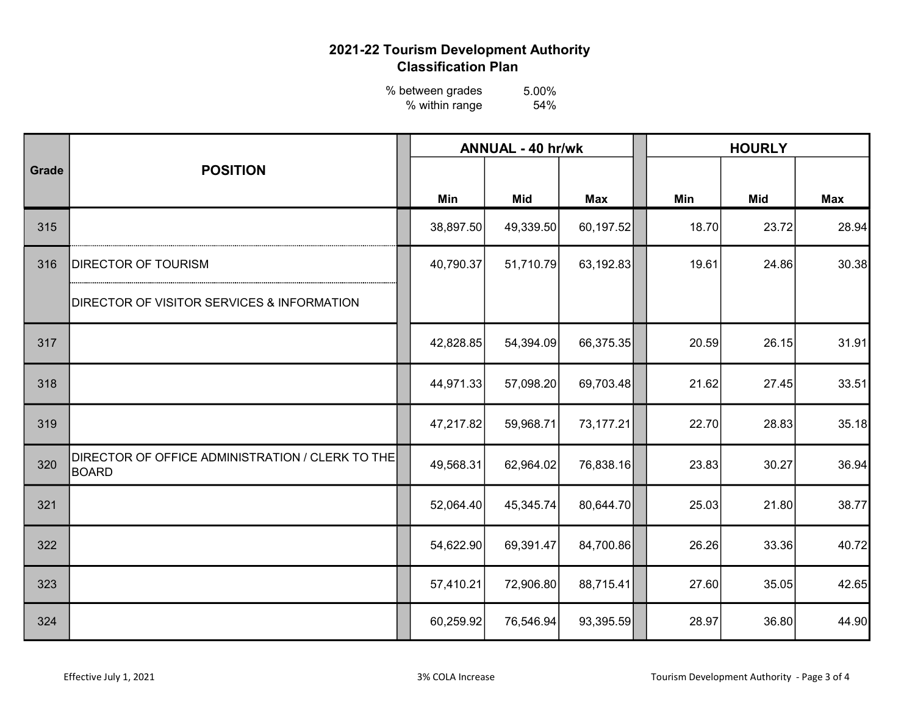# 2021-22 Tourism Development Authority
## Classification Plan

% between grades 5.00%
% within range 54%

| Grade | POSITION | ANNUAL - 40 hr/wk | | | HOURLY | | |
|---|---|---|---|---|---|---|---|
| | | Min | Mid | Max | Min | Mid | Max |
| 315 | | 38,897.50 | 49,339.50 | 60,197.52 | 18.70 | 23.72 | 28.94 |
| 316 | DIRECTOR OF TOURISM | 40,790.37 | 51,710.79 | 63,192.83 | 19.61 | 24.86 | 30.38 |
| | DIRECTOR OF VISITOR SERVICES & INFORMATION | | | | | | |
| 317 | | 42,828.85 | 54,394.09 | 66,375.35 | 20.59 | 26.15 | 31.91 |
| 318 | | 44,971.33 | 57,098.20 | 69,703.48 | 21.62 | 27.45 | 33.51 |
| 319 | | 47,217.82 | 59,968.71 | 73,177.21 | 22.70 | 28.83 | 35.18 |
| 320 | DIRECTOR OF OFFICE ADMINISTRATION / CLERK TO THE BOARD | 49,568.31 | 62,964.02 | 76,838.16 | 23.83 | 30.27 | 36.94 |
| 321 | | 52,064.40 | 45,345.74 | 80,644.70 | 25.03 | 21.80 | 38.77 |
| 322 | | 54,622.90 | 69,391.47 | 84,700.86 | 26.26 | 33.36 | 40.72 |
| 323 | | 57,410.21 | 72,906.80 | 88,715.41 | 27.60 | 35.05 | 42.65 |
| 324 | | 60,259.92 | 76,546.94 | 93,395.59 | 28.97 | 36.80 | 44.90 |

Effective July 1, 2021 | 3% COLA Increase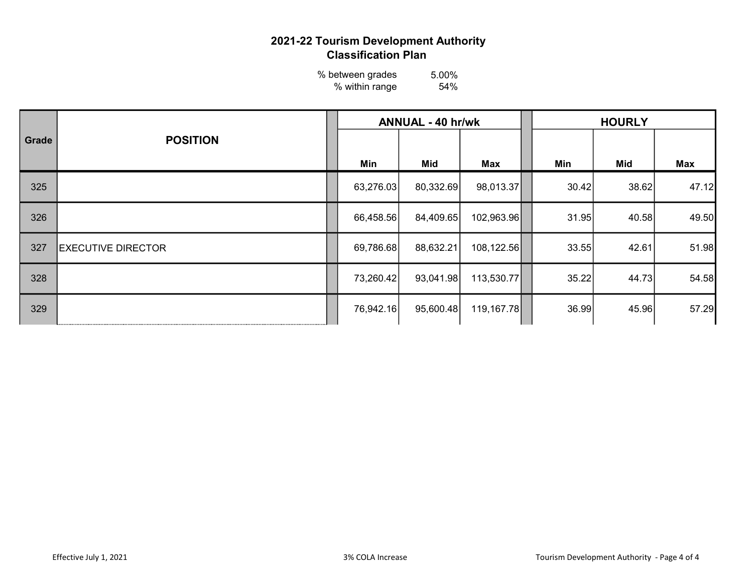# 2021-22 Tourism Development Authority
## Classification Plan

% between grades 5.00%
% within range 54%

| Grade | POSITION | ANNUAL - 40 hr/wk | | | HOURLY | | |
|---|---|---|---|---|---|---|---|
| | | Min | Mid | Max | Min | Mid | Max |
| 325 | | 63,276.03 | 80,332.69 | 98,013.37 | 30.42 | 38.62 | 47.12 |
| 326 | | 66,458.56 | 84,409.65 | 102,963.96 | 31.95 | 40.58 | 49.50 |
| 327 | EXECUTIVE DIRECTOR | 69,786.68 | 88,632.21 | 108,122.56 | 33.55 | 42.61 | 51.98 |
| 328 | | 73,260.42 | 93,041.98 | 113,530.77 | 35.22 | 44.73 | 54.58 |
| 329 | | 76,942.16 | 95,600.48 | 119,167.78 | 36.99 | 45.96 | 57.29 |

Effective July 1, 2021 3% COLA Increase